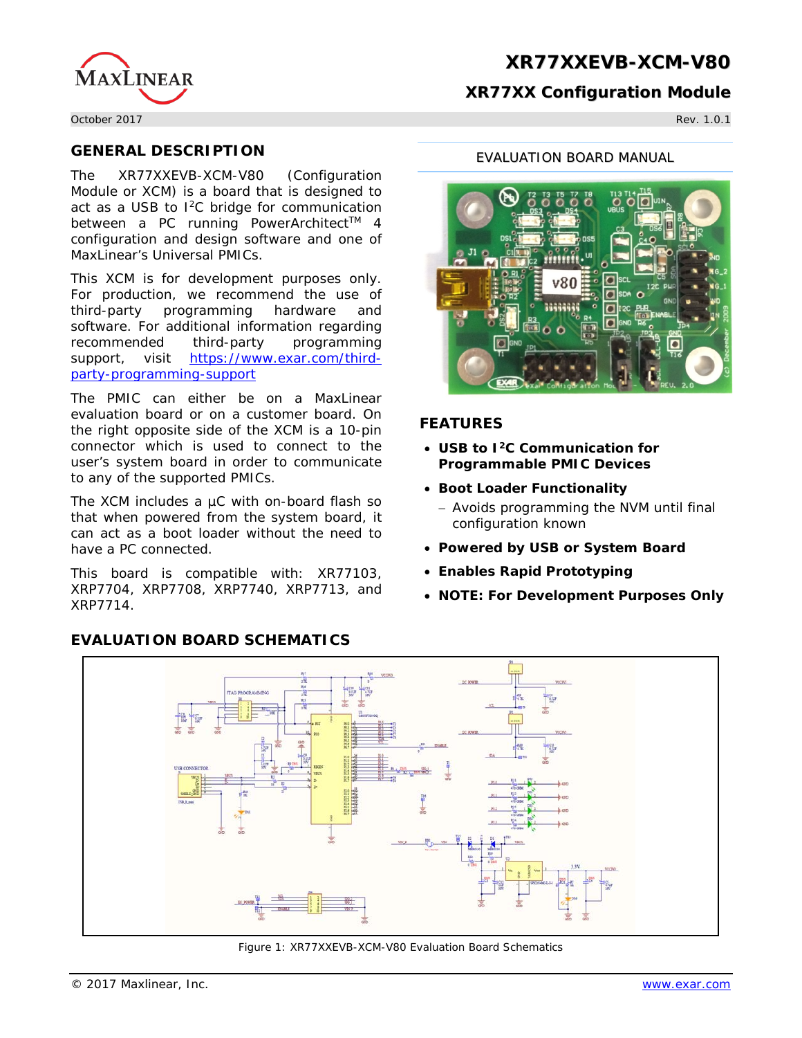# XR77XXEVB-XCM-V80

## XR77XX Configuration Module

October 2017 Rev. 1.0.1

## GENERAL DESCRIPTION

The XR77XXEVB-XCM-V80 (Configuration Module or XCM) is a board that is designed to act as a USB to I²C bridge for communication between a PC running PowerArchitect™ 4 configuration and design software and one of MaxLinear's Universal PMICs.

This XCM is for development purposes only. For production, we recommend the use of third-party programming hardware and software. For additional information regarding recommended third-party programming support, visit https://www.exar.com/third-party-programming-support

The PMIC can either be on a MaxLinear evaluation board or on a customer board. On the right opposite side of the XCM is a 10-pin connector which is used to connect to the user's system board in order to communicate to any of the supported PMICs.

The XCM includes a µC with on-board flash so that when powered from the system board, it can act as a boot loader without the need to have a PC connected.

This board is compatible with: XR77103, XRP7704, XRP7708, XRP7740, XRP7713, and XRP7714.

EVALUATION BOARD MANUAL

## FEATURES

- **USB to I²C Communication for Programmable PMIC Devices**
- **Boot Loader Functionality**
  - Avoids programming the NVM until final configuration known
- **Powered by USB or System Board**
- **Enables Rapid Prototyping**
- **NOTE: For Development Purposes Only**

## EVALUATION BOARD SCHEMATICS

Figure 1: XR77XXEVB-XCM-V80 Evaluation Board Schematics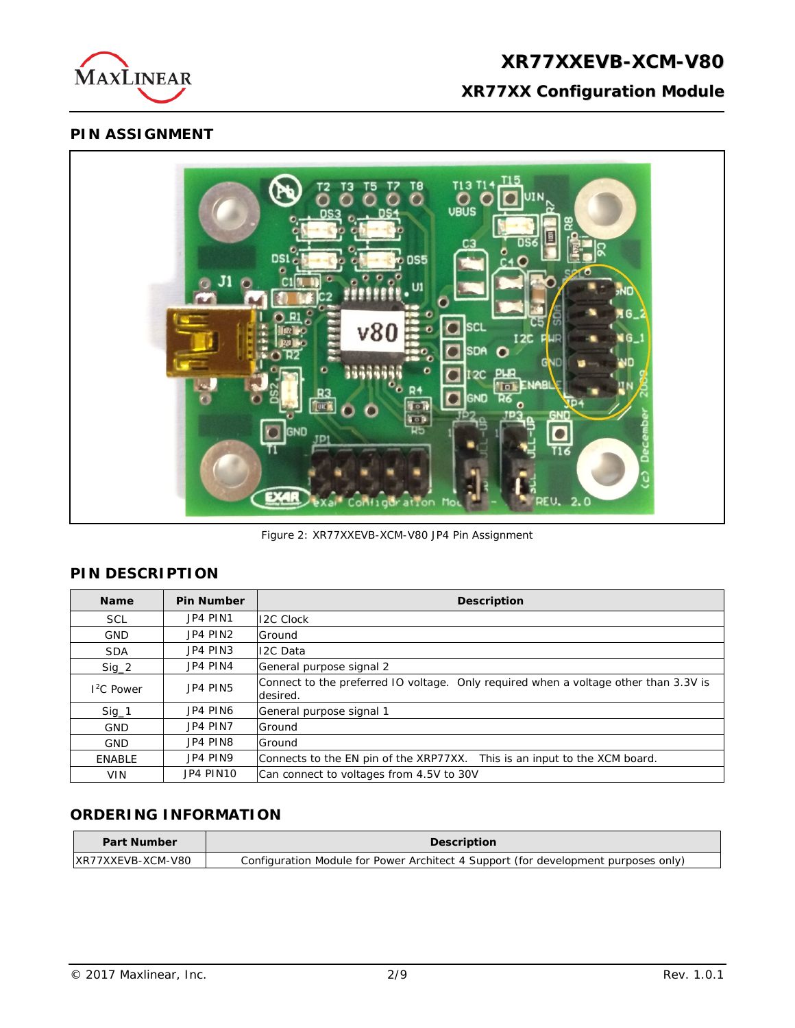## PIN ASSIGNMENT

Figure 2: XR77XXEVB-XCM-V80 JP4 Pin Assignment

## PIN DESCRIPTION

| Name | Pin Number | Description |
|---|---|---|
| SCL | JP4 PIN1 | I2C Clock |
| GND | JP4 PIN2 | Ground |
| SDA | JP4 PIN3 | I2C Data |
| Sig_2 | JP4 PIN4 | General purpose signal 2 |
| $I^2C$ Power | JP4 PIN5 | Connect to the preferred IO voltage. Only required when a voltage other than 3.3V is desired. |
| Sig_1 | JP4 PIN6 | General purpose signal 1 |
| GND | JP4 PIN7 | Ground |
| GND | JP4 PIN8 | Ground |
| ENABLE | JP4 PIN9 | Connects to the EN pin of the XRP77XX. This is an input to the XCM board. |
| VIN | JP4 PIN10 | Can connect to voltages from 4.5V to 30V |

## ORDERING INFORMATION

| Part Number | Description |
|---|---|
| XR77XXEVB-XCM-V80 | Configuration Module for Power Architect 4 Support (for development purposes only) |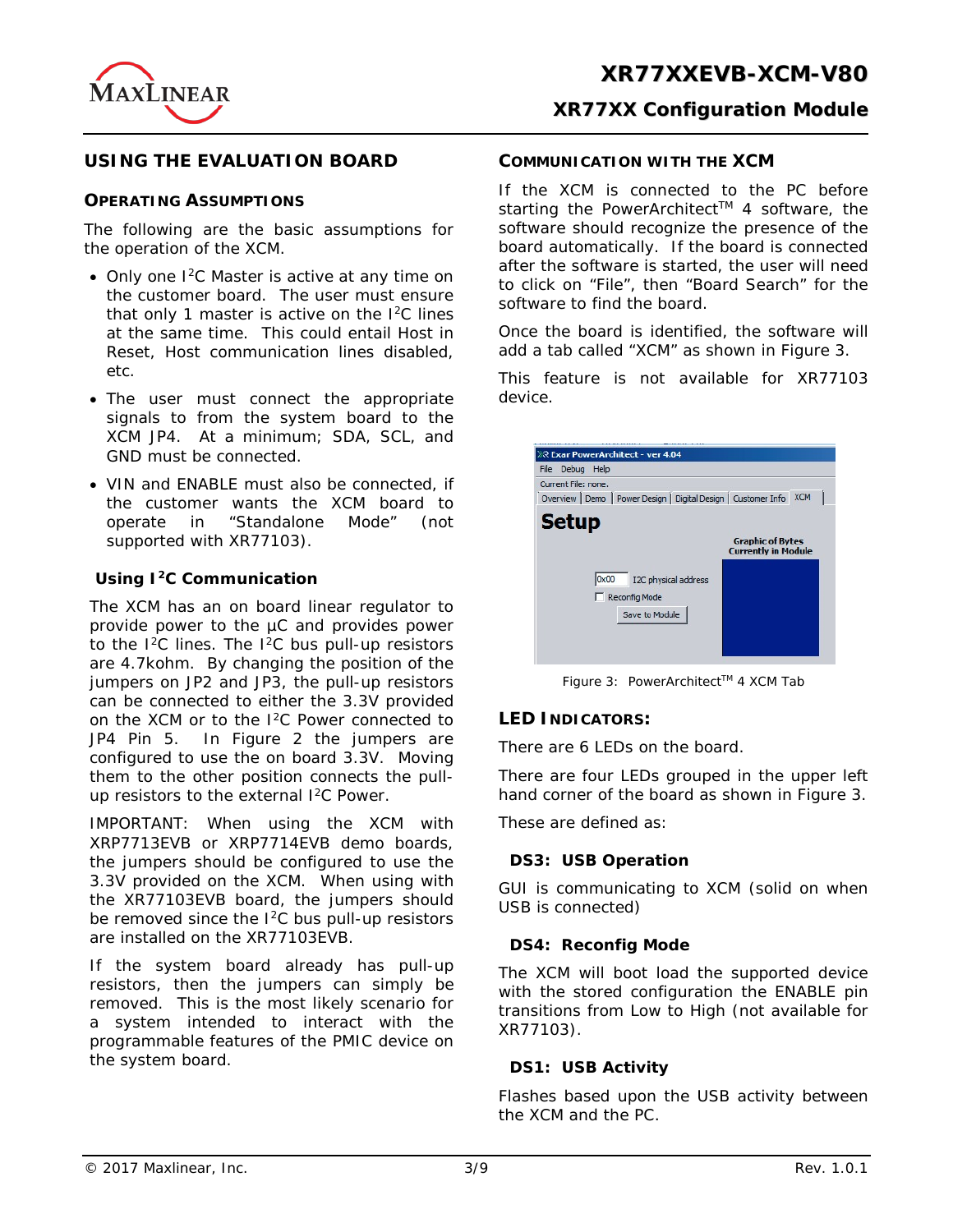## USING THE EVALUATION BOARD

### OPERATING ASSUMPTIONS

The following are the basic assumptions for the operation of the XCM.

- Only one $I^2C$ Master is active at any time on the customer board. The user must ensure that only 1 master is active on the $I^2C$ lines at the same time. This could entail Host in Reset, Host communication lines disabled, etc.
- The user must connect the appropriate signals to from the system board to the XCM JP4. At a minimum; SDA, SCL, and GND must be connected.
- VIN and ENABLE must also be connected, if the customer wants the XCM board to operate in "Standalone Mode" (not supported with XR77103).

### Using $I^2C$ Communication

The XCM has an on board linear regulator to provide power to the µC and provides power to the $I^2C$ lines. The $I^2C$ bus pull-up resistors are 4.7kohm. By changing the position of the jumpers on JP2 and JP3, the pull-up resistors can be connected to either the 3.3V provided on the XCM or to the $I^2C$ Power connected to JP4 Pin 5. In Figure 2 the jumpers are configured to use the on board 3.3V. Moving them to the other position connects the pull-up resistors to the external $I^2C$ Power.

IMPORTANT: When using the XCM with XRP7713EVB or XRP7714EVB demo boards, the jumpers should be configured to use the 3.3V provided on the XCM. When using with the XR77103EVB board, the jumpers should be removed since the $I^2C$ bus pull-up resistors are installed on the XR77103EVB.

If the system board already has pull-up resistors, then the jumpers can simply be removed. This is the most likely scenario for a system intended to interact with the programmable features of the PMIC device on the system board.

### COMMUNICATION WITH THE XCM

If the XCM is connected to the PC before starting the PowerArchitect™ 4 software, the software should recognize the presence of the board automatically. If the board is connected after the software is started, the user will need to click on "File", then "Board Search" for the software to find the board.

Once the board is identified, the software will add a tab called "XCM" as shown in Figure 3.

This feature is not available for XR77103 device.

Figure 3: PowerArchitect™ 4 XCM Tab

### LED INDICATORS:

There are 6 LEDs on the board.

There are four LEDs grouped in the upper left hand corner of the board as shown in Figure 3.

These are defined as:

#### DS3: USB Operation

GUI is communicating to XCM (solid on when USB is connected)

#### DS4: Reconfig Mode

The XCM will boot load the supported device with the stored configuration the ENABLE pin transitions from Low to High (not available for XR77103).

#### DS1: USB Activity

Flashes based upon the USB activity between the XCM and the PC.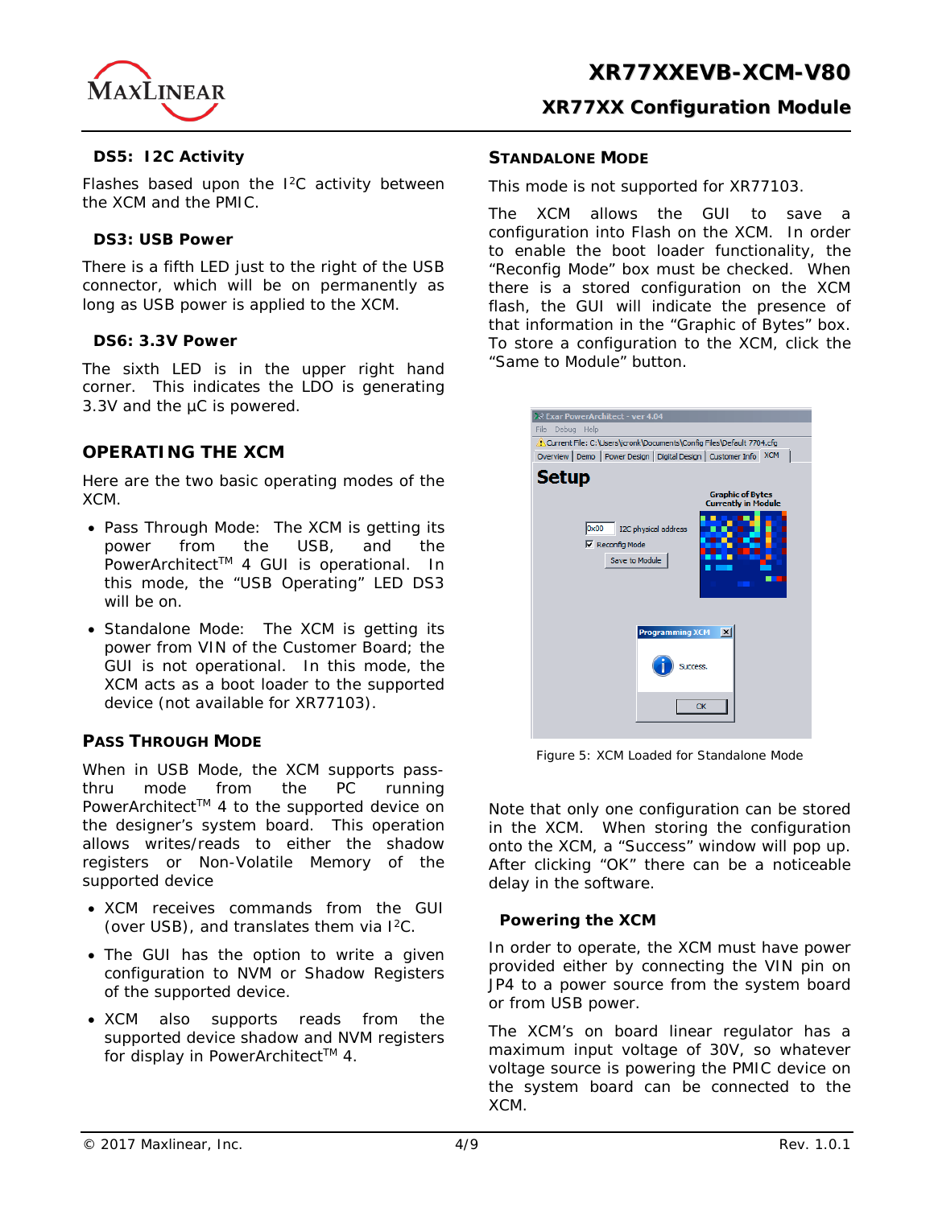### DS5: I2C Activity

Flashes based upon the I²C activity between the XCM and the PMIC.

### DS3: USB Power

There is a fifth LED just to the right of the USB connector, which will be on permanently as long as USB power is applied to the XCM.

### DS6: 3.3V Power

The sixth LED is in the upper right hand corner. This indicates the LDO is generating 3.3V and the µC is powered.

## OPERATING THE XCM

Here are the two basic operating modes of the XCM.

- Pass Through Mode: The XCM is getting its power from the USB, and the PowerArchitect™ 4 GUI is operational. In this mode, the "USB Operating" LED DS3 will be on.
- Standalone Mode: The XCM is getting its power from VIN of the Customer Board; the GUI is not operational. In this mode, the XCM acts as a boot loader to the supported device (not available for XR77103).

## PASS THROUGH MODE

When in USB Mode, the XCM supports pass-thru mode from the PC running PowerArchitect™ 4 to the supported device on the designer's system board. This operation allows writes/reads to either the shadow registers or Non-Volatile Memory of the supported device

- XCM receives commands from the GUI (over USB), and translates them via I²C.
- The GUI has the option to write a given configuration to NVM or Shadow Registers of the supported device.
- XCM also supports reads from the supported device shadow and NVM registers for display in PowerArchitect™ 4.

## STANDALONE MODE

This mode is not supported for XR77103.

The XCM allows the GUI to save a configuration into Flash on the XCM. In order to enable the boot loader functionality, the "Reconfig Mode" box must be checked. When there is a stored configuration on the XCM flash, the GUI will indicate the presence of that information in the "Graphic of Bytes" box. To store a configuration to the XCM, click the "Same to Module" button.

Figure 5: XCM Loaded for Standalone Mode

Note that only one configuration can be stored in the XCM. When storing the configuration onto the XCM, a "Success" window will pop up. After clicking "OK" there can be a noticeable delay in the software.

### Powering the XCM

In order to operate, the XCM must have power provided either by connecting the VIN pin on JP4 to a power source from the system board or from USB power.

The XCM's on board linear regulator has a maximum input voltage of 30V, so whatever voltage source is powering the PMIC device on the system board can be connected to the XCM.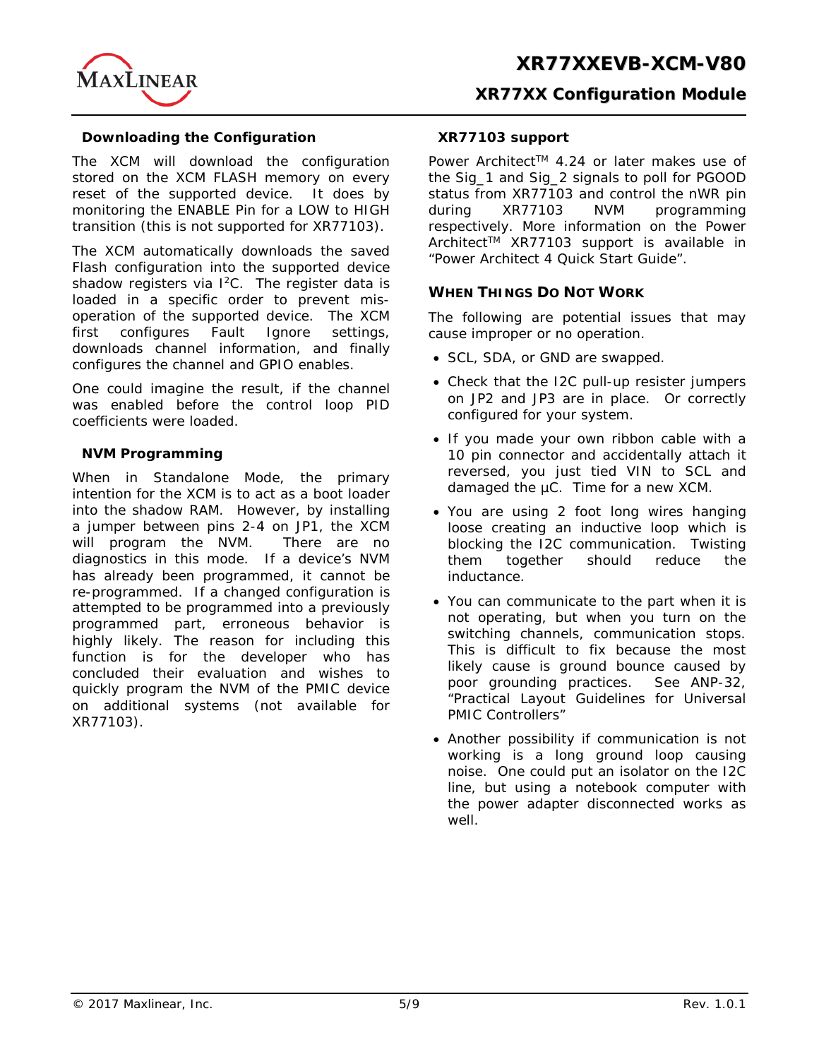### Downloading the Configuration

The XCM will download the configuration stored on the XCM FLASH memory on every reset of the supported device. It does by monitoring the ENABLE Pin for a LOW to HIGH transition (this is not supported for XR77103).

The XCM automatically downloads the saved Flash configuration into the supported device shadow registers via I$^2$C. The register data is loaded in a specific order to prevent mis-operation of the supported device. The XCM first configures Fault Ignore settings, downloads channel information, and finally configures the channel and GPIO enables.

One could imagine the result, if the channel was enabled before the control loop PID coefficients were loaded.

### NVM Programming

When in Standalone Mode, the primary intention for the XCM is to act as a boot loader into the shadow RAM. However, by installing a jumper between pins 2-4 on JP1, the XCM will program the NVM. There are no diagnostics in this mode. If a device's NVM has already been programmed, it cannot be re-programmed. If a changed configuration is attempted to be programmed into a previously programmed part, erroneous behavior is highly likely. The reason for including this function is for the developer who has concluded their evaluation and wishes to quickly program the NVM of the PMIC device on additional systems (not available for XR77103).

### XR77103 support

Power Architect™ 4.24 or later makes use of the Sig_1 and Sig_2 signals to poll for PGOOD status from XR77103 and control the nWR pin during XR77103 NVM programming respectively. More information on the Power Architect™ XR77103 support is available in "Power Architect 4 Quick Start Guide".

## When Things Do Not Work

The following are potential issues that may cause improper or no operation.

- SCL, SDA, or GND are swapped.
- Check that the I2C pull-up resister jumpers on JP2 and JP3 are in place. Or correctly configured for your system.
- If you made your own ribbon cable with a 10 pin connector and accidentally attach it reversed, you just tied VIN to SCL and damaged the µC. Time for a new XCM.
- You are using 2 foot long wires hanging loose creating an inductive loop which is blocking the I2C communication. Twisting them together should reduce the inductance.
- You can communicate to the part when it is not operating, but when you turn on the switching channels, communication stops. This is difficult to fix because the most likely cause is ground bounce caused by poor grounding practices. See ANP-32, "Practical Layout Guidelines for Universal PMIC Controllers"
- Another possibility if communication is not working is a long ground loop causing noise. One could put an isolator on the I2C line, but using a notebook computer with the power adapter disconnected works as well.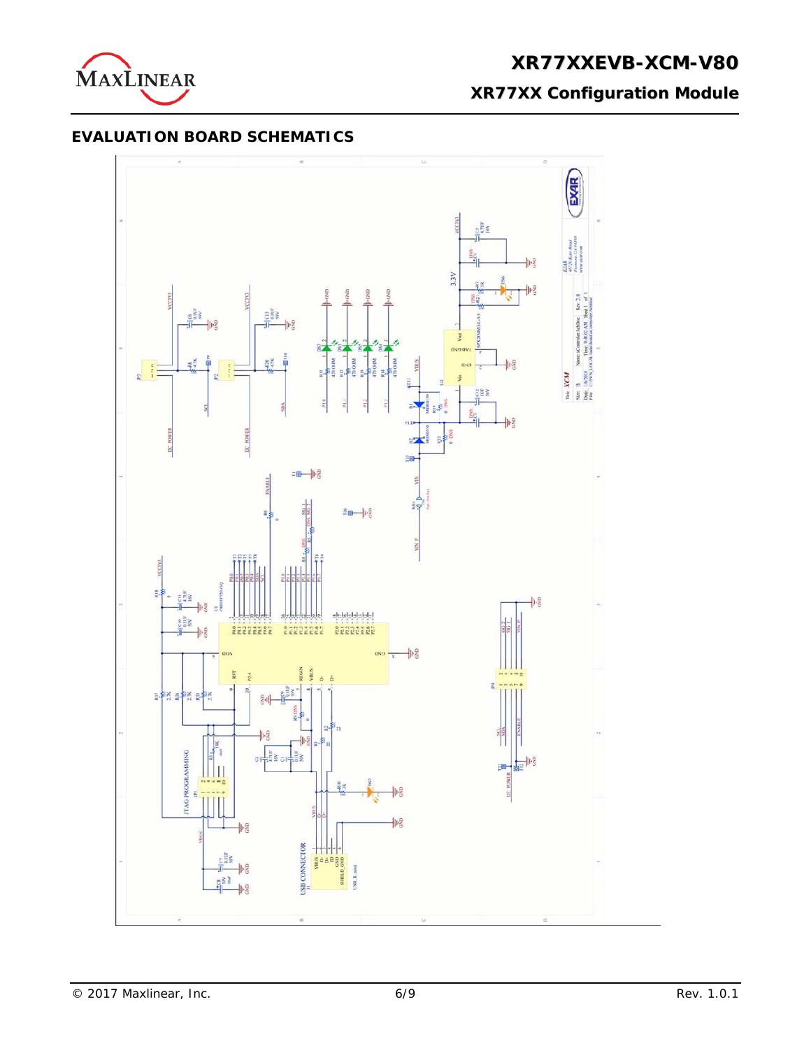## EVALUATION BOARD SCHEMATICS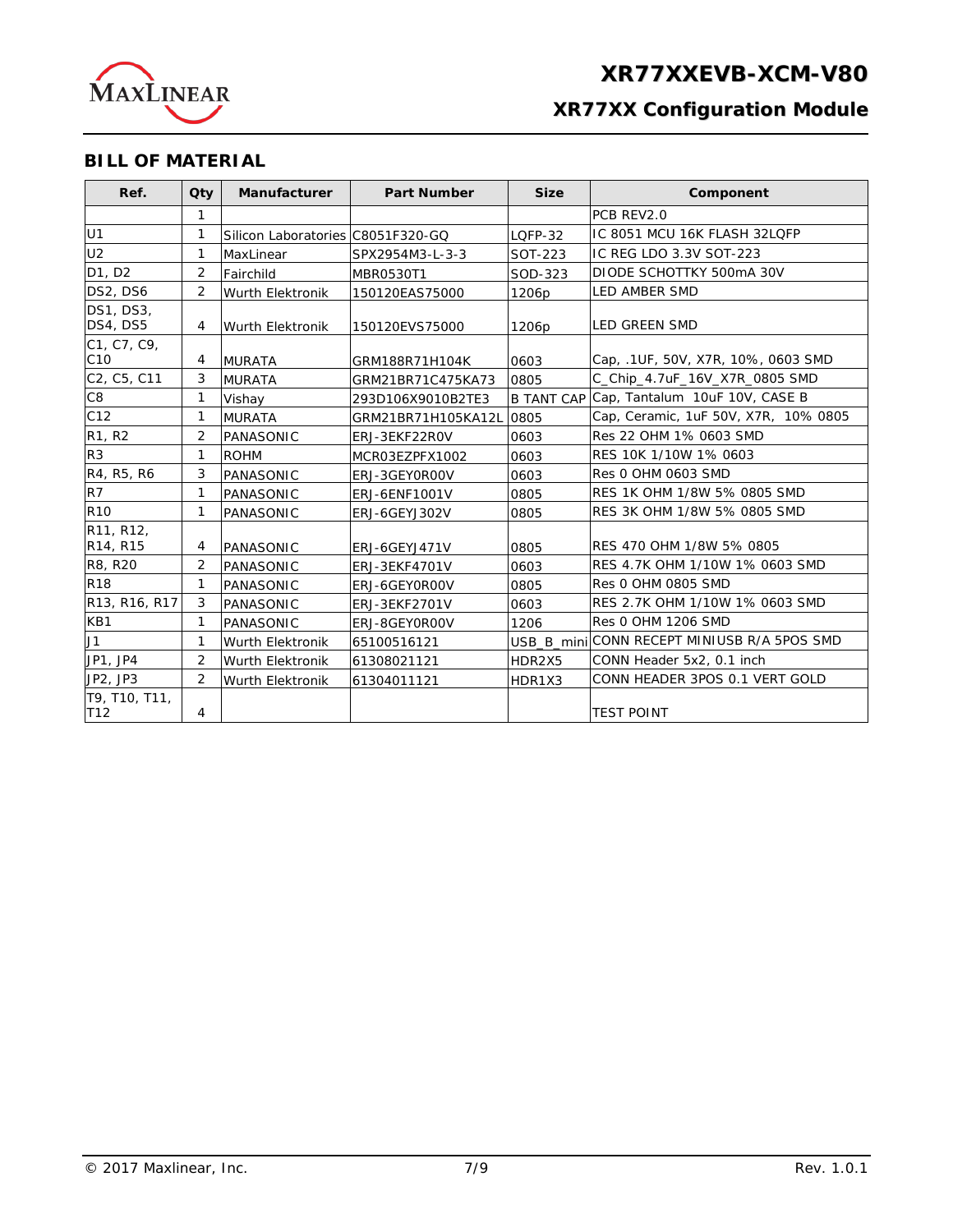## BILL OF MATERIAL

| Ref. | Qty | Manufacturer | Part Number | Size | Component |
|---|---|---|---|---|---|
| | 1 | | | | PCB REV2.0 |
| U1 | 1 | Silicon Laboratories | C8051F320-GQ | LQFP-32 | IC 8051 MCU 16K FLASH 32LQFP |
| U2 | 1 | MaxLinear | SPX2954M3-L-3-3 | SOT-223 | IC REG LDO 3.3V SOT-223 |
| D1, D2 | 2 | Fairchild | MBR0530T1 | SOD-323 | DIODE SCHOTTKY 500mA 30V |
| DS2, DS6 | 2 | Wurth Elektronik | 150120EAS75000 | 1206p | LED AMBER SMD |
| DS1, DS3, DS4, DS5 | 4 | Wurth Elektronik | 150120EVS75000 | 1206p | LED GREEN SMD |
| C1, C7, C9, C10 | 4 | MURATA | GRM188R71H104K | 0603 | Cap, .1UF, 50V, X7R, 10%, 0603 SMD |
| C2, C5, C11 | 3 | MURATA | GRM21BR71C475KA73 | 0805 | C_Chip_4.7uF_16V_X7R_0805 SMD |
| C8 | 1 | Vishay | 293D106X9010B2TE3 | B TANT CAP | Cap, Tantalum 10uF 10V, CASE B |
| C12 | 1 | MURATA | GRM21BR71H105KA12L | 0805 | Cap, Ceramic, 1uF 50V, X7R, 10% 0805 |
| R1, R2 | 2 | PANASONIC | ERJ-3EKF22R0V | 0603 | Res 22 OHM 1% 0603 SMD |
| R3 | 1 | ROHM | MCR03EZPFX1002 | 0603 | RES 10K 1/10W 1% 0603 |
| R4, R5, R6 | 3 | PANASONIC | ERJ-3GEY0R00V | 0603 | Res 0 OHM 0603 SMD |
| R7 | 1 | PANASONIC | ERJ-6ENF1001V | 0805 | RES 1K OHM 1/8W 5% 0805 SMD |
| R10 | 1 | PANASONIC | ERJ-6GEYJ302V | 0805 | RES 3K OHM 1/8W 5% 0805 SMD |
| R11, R12, R14, R15 | 4 | PANASONIC | ERJ-6GEYJ471V | 0805 | RES 470 OHM 1/8W 5% 0805 |
| R8, R20 | 2 | PANASONIC | ERJ-3EKF4701V | 0603 | RES 4.7K OHM 1/10W 1% 0603 SMD |
| R18 | 1 | PANASONIC | ERJ-6GEY0R00V | 0805 | Res 0 OHM 0805 SMD |
| R13, R16, R17 | 3 | PANASONIC | ERJ-3EKF2701V | 0603 | RES 2.7K OHM 1/10W 1% 0603 SMD |
| KB1 | 1 | PANASONIC | ERJ-8GEY0R00V | 1206 | Res 0 OHM 1206 SMD |
| J1 | 1 | Wurth Elektronik | 65100516121 | USB_B_mini | CONN RECEPT MINIUSB R/A 5POS SMD |
| JP1, JP4 | 2 | Wurth Elektronik | 61308021121 | HDR2X5 | CONN Header 5x2, 0.1 inch |
| JP2, JP3 | 2 | Wurth Elektronik | 61304011121 | HDR1X3 | CONN HEADER 3POS 0.1 VERT GOLD |
| T9, T10, T11, T12 | 4 | | | | TEST POINT |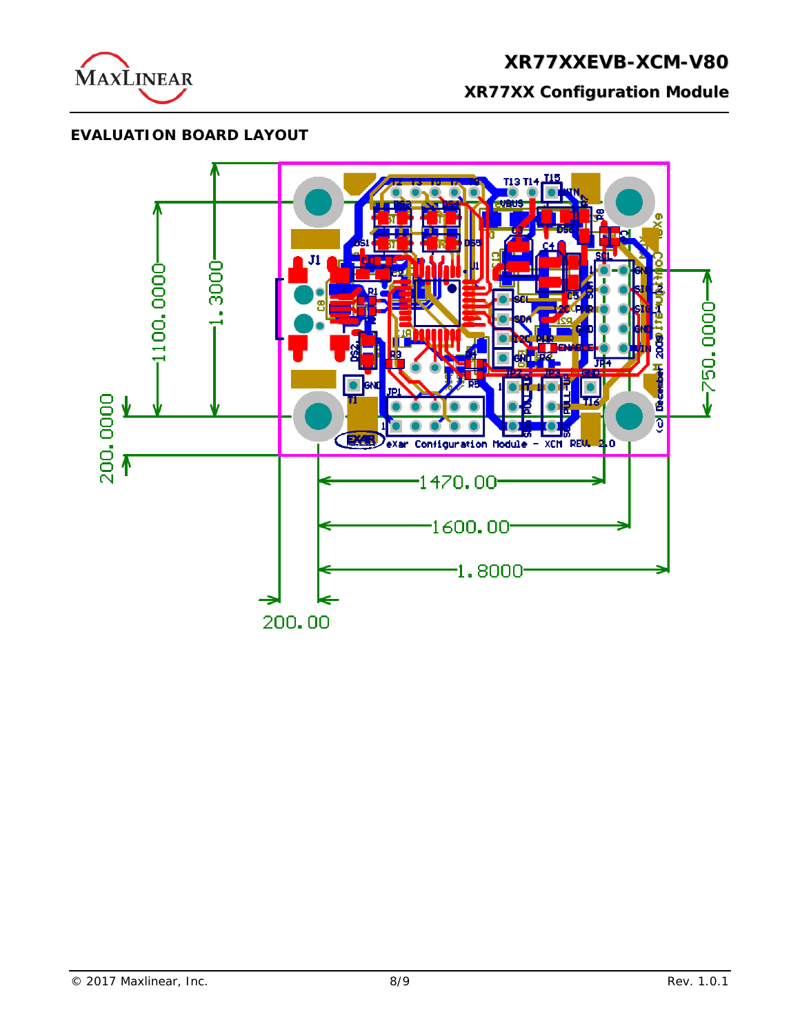## EVALUATION BOARD LAYOUT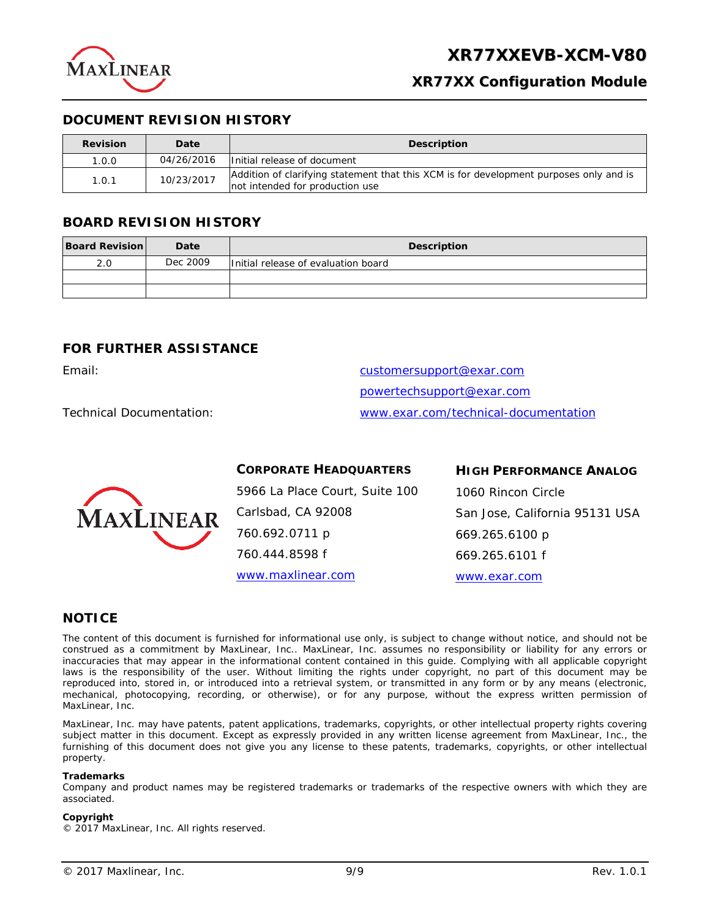## DOCUMENT REVISION HISTORY

| Revision | Date | Description |
|---|---|---|
| 1.0.0 | 04/26/2016 | Initial release of document |
| 1.0.1 | 10/23/2017 | Addition of clarifying statement that this XCM is for development purposes only and is not intended for production use |

## BOARD REVISION HISTORY

| Board Revision | Date | Description |
|---|---|---|
| 2.0 | Dec 2009 | Initial release of evaluation board |
| | | |
| | | |

## FOR FURTHER ASSISTANCE

Email: customersupport@exar.com

powertechsupport@exar.com

Technical Documentation: www.exar.com/technical-documentation

**CORPORATE HEADQUARTERS**

5966 La Place Court, Suite 100

Carlsbad, CA 92008

760.692.0711 p

760.444.8598 f

www.maxlinear.com

**HIGH PERFORMANCE ANALOG**

1060 Rincon Circle

San Jose, California 95131 USA

669.265.6100 p

669.265.6101 f

www.exar.com

## NOTICE

The content of this document is furnished for informational use only, is subject to change without notice, and should not be construed as a commitment by MaxLinear, Inc.. MaxLinear, Inc. assumes no responsibility or liability for any errors or inaccuracies that may appear in the informational content contained in this guide. Complying with all applicable copyright laws is the responsibility of the user. Without limiting the rights under copyright, no part of this document may be reproduced into, stored in, or introduced into a retrieval system, or transmitted in any form or by any means (electronic, mechanical, photocopying, recording, or otherwise), or for any purpose, without the express written permission of MaxLinear, Inc.

MaxLinear, Inc. may have patents, patent applications, trademarks, copyrights, or other intellectual property rights covering subject matter in this document. Except as expressly provided in any written license agreement from MaxLinear, Inc., the furnishing of this document does not give you any license to these patents, trademarks, copyrights, or other intellectual property.

**Trademarks**
Company and product names may be registered trademarks or trademarks of the respective owners with which they are associated.

**Copyright**
© 2017 MaxLinear, Inc. All rights reserved.